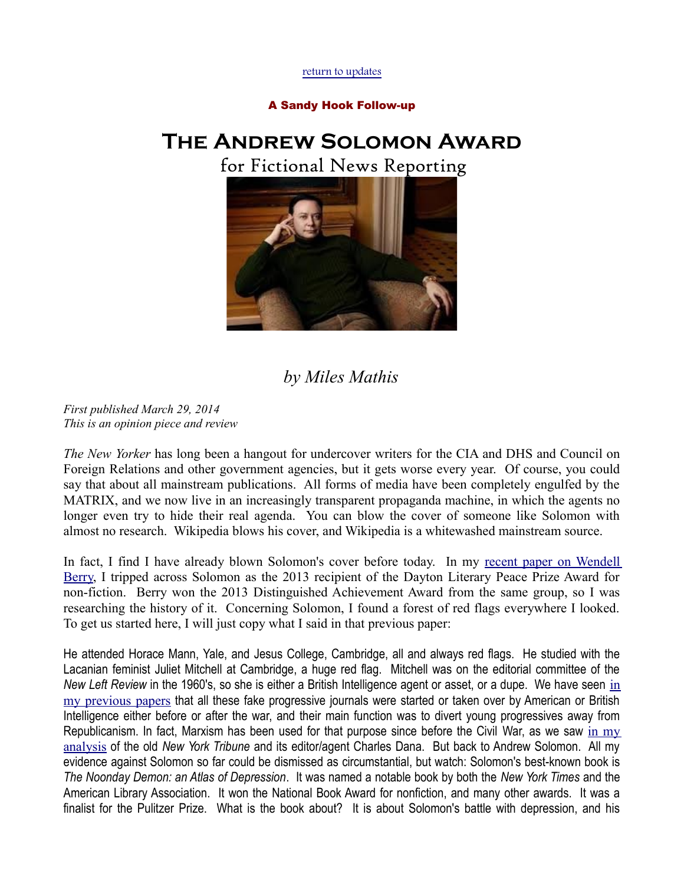return to updates

**A Sandy Hook Follow-up**

# The Andrew Solomon Award
## for Fictional News Reporting

*by Miles Mathis*

*First published March 29, 2014*
*This is an opinion piece and review*

*The New Yorker* has long been a hangout for undercover writers for the CIA and DHS and Council on Foreign Relations and other government agencies, but it gets worse every year. Of course, you could say that about all mainstream publications. All forms of media have been completely engulfed by the MATRIX, and we now live in an increasingly transparent propaganda machine, in which the agents no longer even try to hide their real agenda. You can blow the cover of someone like Solomon with almost no research. Wikipedia blows his cover, and Wikipedia is a whitewashed mainstream source.

In fact, I find I have already blown Solomon's cover before today. In my recent paper on Wendell Berry, I tripped across Solomon as the 2013 recipient of the Dayton Literary Peace Prize Award for non-fiction. Berry won the 2013 Distinguished Achievement Award from the same group, so I was researching the history of it. Concerning Solomon, I found a forest of red flags everywhere I looked. To get us started here, I will just copy what I said in that previous paper:

He attended Horace Mann, Yale, and Jesus College, Cambridge, all and always red flags. He studied with the Lacanian feminist Juliet Mitchell at Cambridge, a huge red flag. Mitchell was on the editorial committee of the *New Left Review* in the 1960's, so she is either a British Intelligence agent or asset, or a dupe. We have seen in my previous papers that all these fake progressive journals were started or taken over by American or British Intelligence either before or after the war, and their main function was to divert young progressives away from Republicanism. In fact, Marxism has been used for that purpose since before the Civil War, as we saw in my analysis of the old *New York Tribune* and its editor/agent Charles Dana. But back to Andrew Solomon. All my evidence against Solomon so far could be dismissed as circumstantial, but watch: Solomon's best-known book is *The Noonday Demon: an Atlas of Depression*. It was named a notable book by both the *New York Times* and the American Library Association. It won the National Book Award for nonfiction, and many other awards. It was a finalist for the Pulitzer Prize. What is the book about? It is about Solomon's battle with depression, and his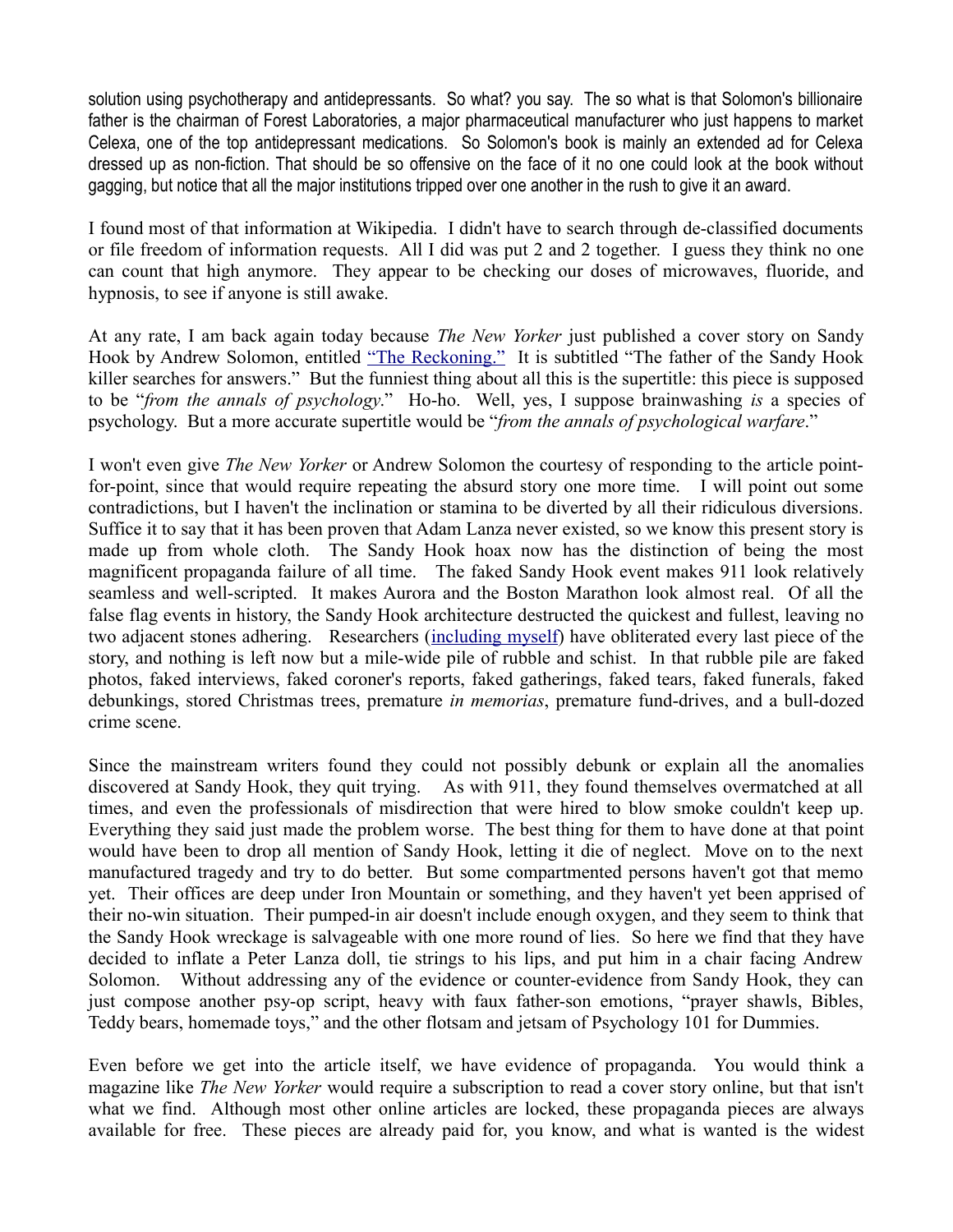solution using psychotherapy and antidepressants. So what? you say. The so what is that Solomon's billionaire father is the chairman of Forest Laboratories, a major pharmaceutical manufacturer who just happens to market Celexa, one of the top antidepressant medications. So Solomon's book is mainly an extended ad for Celexa dressed up as non-fiction. That should be so offensive on the face of it no one could look at the book without gagging, but notice that all the major institutions tripped over one another in the rush to give it an award.

I found most of that information at Wikipedia. I didn't have to search through de-classified documents or file freedom of information requests. All I did was put 2 and 2 together. I guess they think no one can count that high anymore. They appear to be checking our doses of microwaves, fluoride, and hypnosis, to see if anyone is still awake.

At any rate, I am back again today because *The New Yorker* just published a cover story on Sandy Hook by Andrew Solomon, entitled "The Reckoning." It is subtitled "The father of the Sandy Hook killer searches for answers." But the funniest thing about all this is the supertitle: this piece is supposed to be "*from the annals of psychology*." Ho-ho. Well, yes, I suppose brainwashing *is* a species of psychology. But a more accurate supertitle would be "*from the annals of psychological warfare*."

I won't even give *The New Yorker* or Andrew Solomon the courtesy of responding to the article point-for-point, since that would require repeating the absurd story one more time. I will point out some contradictions, but I haven't the inclination or stamina to be diverted by all their ridiculous diversions. Suffice it to say that it has been proven that Adam Lanza never existed, so we know this present story is made up from whole cloth. The Sandy Hook hoax now has the distinction of being the most magnificent propaganda failure of all time. The faked Sandy Hook event makes 911 look relatively seamless and well-scripted. It makes Aurora and the Boston Marathon look almost real. Of all the false flag events in history, the Sandy Hook architecture destructed the quickest and fullest, leaving no two adjacent stones adhering. Researchers (including myself) have obliterated every last piece of the story, and nothing is left now but a mile-wide pile of rubble and schist. In that rubble pile are faked photos, faked interviews, faked coroner's reports, faked gatherings, faked tears, faked funerals, faked debunkings, stored Christmas trees, premature *in memorias*, premature fund-drives, and a bull-dozed crime scene.

Since the mainstream writers found they could not possibly debunk or explain all the anomalies discovered at Sandy Hook, they quit trying. As with 911, they found themselves overmatched at all times, and even the professionals of misdirection that were hired to blow smoke couldn't keep up. Everything they said just made the problem worse. The best thing for them to have done at that point would have been to drop all mention of Sandy Hook, letting it die of neglect. Move on to the next manufactured tragedy and try to do better. But some compartmented persons haven't got that memo yet. Their offices are deep under Iron Mountain or something, and they haven't yet been apprised of their no-win situation. Their pumped-in air doesn't include enough oxygen, and they seem to think that the Sandy Hook wreckage is salvageable with one more round of lies. So here we find that they have decided to inflate a Peter Lanza doll, tie strings to his lips, and put him in a chair facing Andrew Solomon. Without addressing any of the evidence or counter-evidence from Sandy Hook, they can just compose another psy-op script, heavy with faux father-son emotions, "prayer shawls, Bibles, Teddy bears, homemade toys," and the other flotsam and jetsam of Psychology 101 for Dummies.

Even before we get into the article itself, we have evidence of propaganda. You would think a magazine like *The New Yorker* would require a subscription to read a cover story online, but that isn't what we find. Although most other online articles are locked, these propaganda pieces are always available for free. These pieces are already paid for, you know, and what is wanted is the widest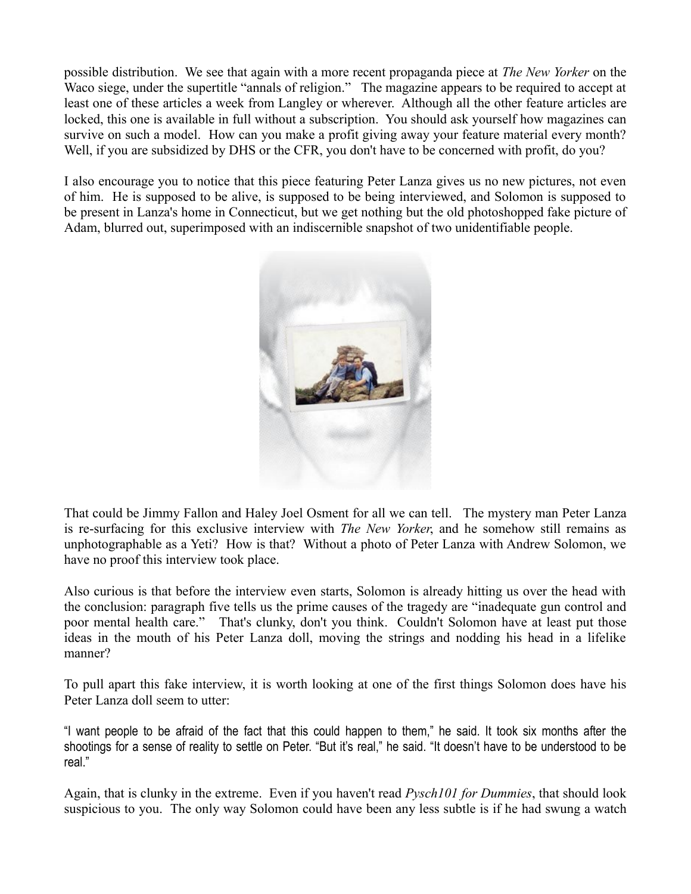possible distribution. We see that again with a more recent propaganda piece at *The New Yorker* on the Waco siege, under the supertitle "annals of religion." The magazine appears to be required to accept at least one of these articles a week from Langley or wherever. Although all the other feature articles are locked, this one is available in full without a subscription. You should ask yourself how magazines can survive on such a model. How can you make a profit giving away your feature material every month? Well, if you are subsidized by DHS or the CFR, you don't have to be concerned with profit, do you?

I also encourage you to notice that this piece featuring Peter Lanza gives us no new pictures, not even of him. He is supposed to be alive, is supposed to be being interviewed, and Solomon is supposed to be present in Lanza's home in Connecticut, but we get nothing but the old photoshopped fake picture of Adam, blurred out, superimposed with an indiscernible snapshot of two unidentifiable people.

That could be Jimmy Fallon and Haley Joel Osment for all we can tell. The mystery man Peter Lanza is re-surfacing for this exclusive interview with *The New Yorker*, and he somehow still remains as unphotographable as a Yeti? How is that? Without a photo of Peter Lanza with Andrew Solomon, we have no proof this interview took place.

Also curious is that before the interview even starts, Solomon is already hitting us over the head with the conclusion: paragraph five tells us the prime causes of the tragedy are "inadequate gun control and poor mental health care." That's clunky, don't you think. Couldn't Solomon have at least put those ideas in the mouth of his Peter Lanza doll, moving the strings and nodding his head in a lifelike manner?

To pull apart this fake interview, it is worth looking at one of the first things Solomon does have his Peter Lanza doll seem to utter:

> "I want people to be afraid of the fact that this could happen to them," he said. It took six months after the shootings for a sense of reality to settle on Peter. "But it's real," he said. "It doesn't have to be understood to be real."

Again, that is clunky in the extreme. Even if you haven't read *Pysch101 for Dummies*, that should look suspicious to you. The only way Solomon could have been any less subtle is if he had swung a watch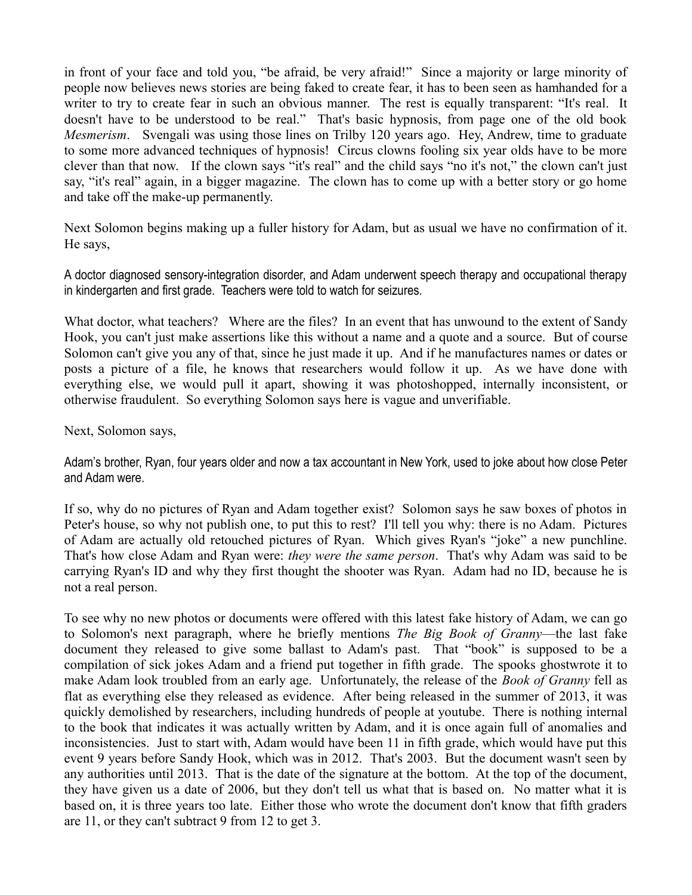in front of your face and told you, "be afraid, be very afraid!" Since a majority or large minority of people now believes news stories are being faked to create fear, it has to been seen as hamhanded for a writer to try to create fear in such an obvious manner. The rest is equally transparent: "It's real. It doesn't have to be understood to be real." That's basic hypnosis, from page one of the old book *Mesmerism*. Svengali was using those lines on Trilby 120 years ago. Hey, Andrew, time to graduate to some more advanced techniques of hypnosis! Circus clowns fooling six year olds have to be more clever than that now. If the clown says "it's real" and the child says "no it's not," the clown can't just say, "it's real" again, in a bigger magazine. The clown has to come up with a better story or go home and take off the make-up permanently.

Next Solomon begins making up a fuller history for Adam, but as usual we have no confirmation of it. He says,

A doctor diagnosed sensory-integration disorder, and Adam underwent speech therapy and occupational therapy in kindergarten and first grade. Teachers were told to watch for seizures.

What doctor, what teachers? Where are the files? In an event that has unwound to the extent of Sandy Hook, you can't just make assertions like this without a name and a quote and a source. But of course Solomon can't give you any of that, since he just made it up. And if he manufactures names or dates or posts a picture of a file, he knows that researchers would follow it up. As we have done with everything else, we would pull it apart, showing it was photoshopped, internally inconsistent, or otherwise fraudulent. So everything Solomon says here is vague and unverifiable.

Next, Solomon says,

Adam's brother, Ryan, four years older and now a tax accountant in New York, used to joke about how close Peter and Adam were.

If so, why do no pictures of Ryan and Adam together exist? Solomon says he saw boxes of photos in Peter's house, so why not publish one, to put this to rest? I'll tell you why: there is no Adam. Pictures of Adam are actually old retouched pictures of Ryan. Which gives Ryan's "joke" a new punchline. That's how close Adam and Ryan were: *they were the same person*. That's why Adam was said to be carrying Ryan's ID and why they first thought the shooter was Ryan. Adam had no ID, because he is not a real person.

To see why no new photos or documents were offered with this latest fake history of Adam, we can go to Solomon's next paragraph, where he briefly mentions *The Big Book of Granny*—the last fake document they released to give some ballast to Adam's past. That "book" is supposed to be a compilation of sick jokes Adam and a friend put together in fifth grade. The spooks ghostwrote it to make Adam look troubled from an early age. Unfortunately, the release of the *Book of Granny* fell as flat as everything else they released as evidence. After being released in the summer of 2013, it was quickly demolished by researchers, including hundreds of people at youtube. There is nothing internal to the book that indicates it was actually written by Adam, and it is once again full of anomalies and inconsistencies. Just to start with, Adam would have been 11 in fifth grade, which would have put this event 9 years before Sandy Hook, which was in 2012. That's 2003. But the document wasn't seen by any authorities until 2013. That is the date of the signature at the bottom. At the top of the document, they have given us a date of 2006, but they don't tell us what that is based on. No matter what it is based on, it is three years too late. Either those who wrote the document don't know that fifth graders are 11, or they can't subtract 9 from 12 to get 3.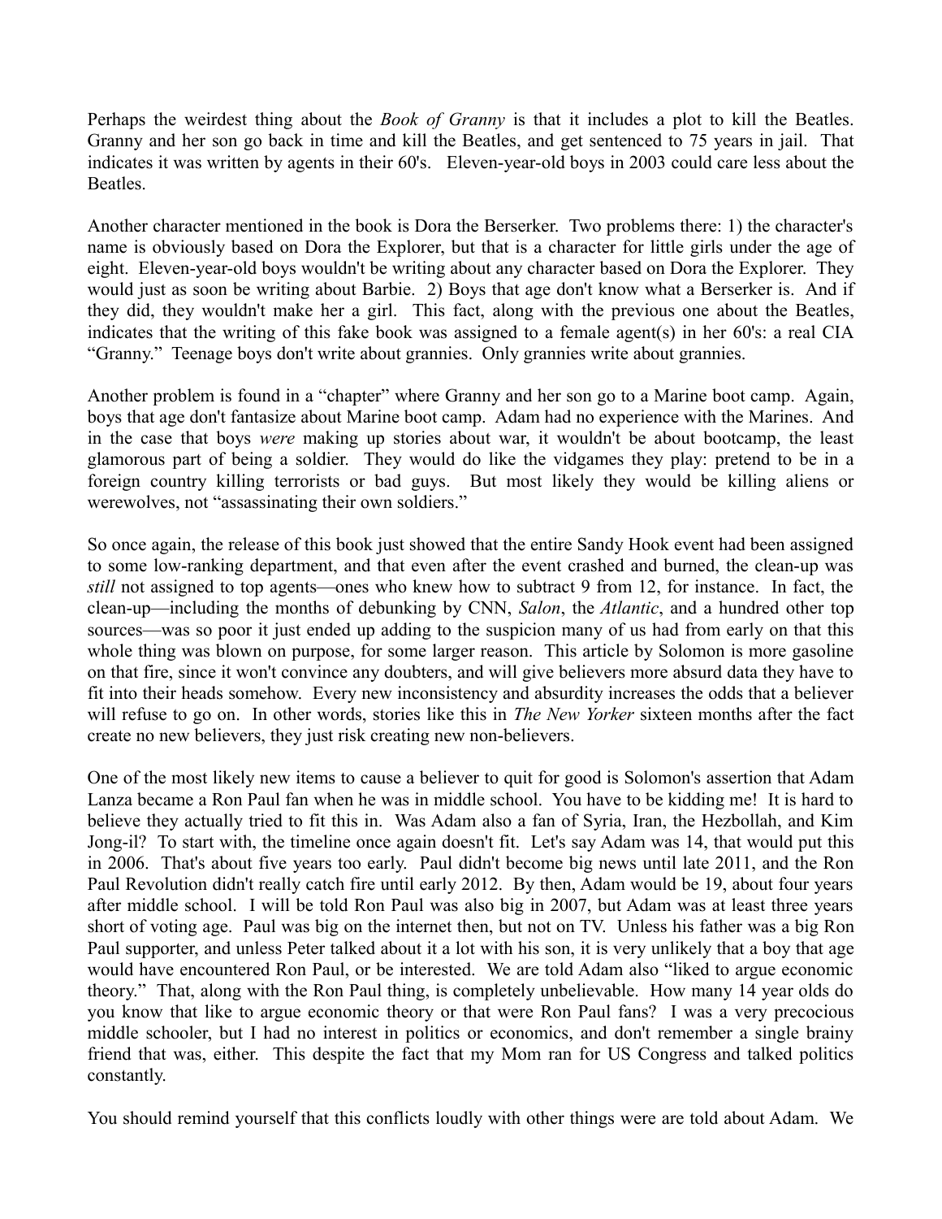Perhaps the weirdest thing about the *Book of Granny* is that it includes a plot to kill the Beatles. Granny and her son go back in time and kill the Beatles, and get sentenced to 75 years in jail. That indicates it was written by agents in their 60's. Eleven-year-old boys in 2003 could care less about the Beatles.

Another character mentioned in the book is Dora the Berserker. Two problems there: 1) the character's name is obviously based on Dora the Explorer, but that is a character for little girls under the age of eight. Eleven-year-old boys wouldn't be writing about any character based on Dora the Explorer. They would just as soon be writing about Barbie. 2) Boys that age don't know what a Berserker is. And if they did, they wouldn't make her a girl. This fact, along with the previous one about the Beatles, indicates that the writing of this fake book was assigned to a female agent(s) in her 60's: a real CIA "Granny." Teenage boys don't write about grannies. Only grannies write about grannies.

Another problem is found in a "chapter" where Granny and her son go to a Marine boot camp. Again, boys that age don't fantasize about Marine boot camp. Adam had no experience with the Marines. And in the case that boys *were* making up stories about war, it wouldn't be about bootcamp, the least glamorous part of being a soldier. They would do like the vidgames they play: pretend to be in a foreign country killing terrorists or bad guys. But most likely they would be killing aliens or werewolves, not "assassinating their own soldiers."

So once again, the release of this book just showed that the entire Sandy Hook event had been assigned to some low-ranking department, and that even after the event crashed and burned, the clean-up was *still* not assigned to top agents—ones who knew how to subtract 9 from 12, for instance. In fact, the clean-up—including the months of debunking by CNN, *Salon*, the *Atlantic*, and a hundred other top sources—was so poor it just ended up adding to the suspicion many of us had from early on that this whole thing was blown on purpose, for some larger reason. This article by Solomon is more gasoline on that fire, since it won't convince any doubters, and will give believers more absurd data they have to fit into their heads somehow. Every new inconsistency and absurdity increases the odds that a believer will refuse to go on. In other words, stories like this in *The New Yorker* sixteen months after the fact create no new believers, they just risk creating new non-believers.

One of the most likely new items to cause a believer to quit for good is Solomon's assertion that Adam Lanza became a Ron Paul fan when he was in middle school. You have to be kidding me! It is hard to believe they actually tried to fit this in. Was Adam also a fan of Syria, Iran, the Hezbollah, and Kim Jong-il? To start with, the timeline once again doesn't fit. Let's say Adam was 14, that would put this in 2006. That's about five years too early. Paul didn't become big news until late 2011, and the Ron Paul Revolution didn't really catch fire until early 2012. By then, Adam would be 19, about four years after middle school. I will be told Ron Paul was also big in 2007, but Adam was at least three years short of voting age. Paul was big on the internet then, but not on TV. Unless his father was a big Ron Paul supporter, and unless Peter talked about it a lot with his son, it is very unlikely that a boy that age would have encountered Ron Paul, or be interested. We are told Adam also "liked to argue economic theory." That, along with the Ron Paul thing, is completely unbelievable. How many 14 year olds do you know that like to argue economic theory or that were Ron Paul fans? I was a very precocious middle schooler, but I had no interest in politics or economics, and don't remember a single brainy friend that was, either. This despite the fact that my Mom ran for US Congress and talked politics constantly.

You should remind yourself that this conflicts loudly with other things were are told about Adam. We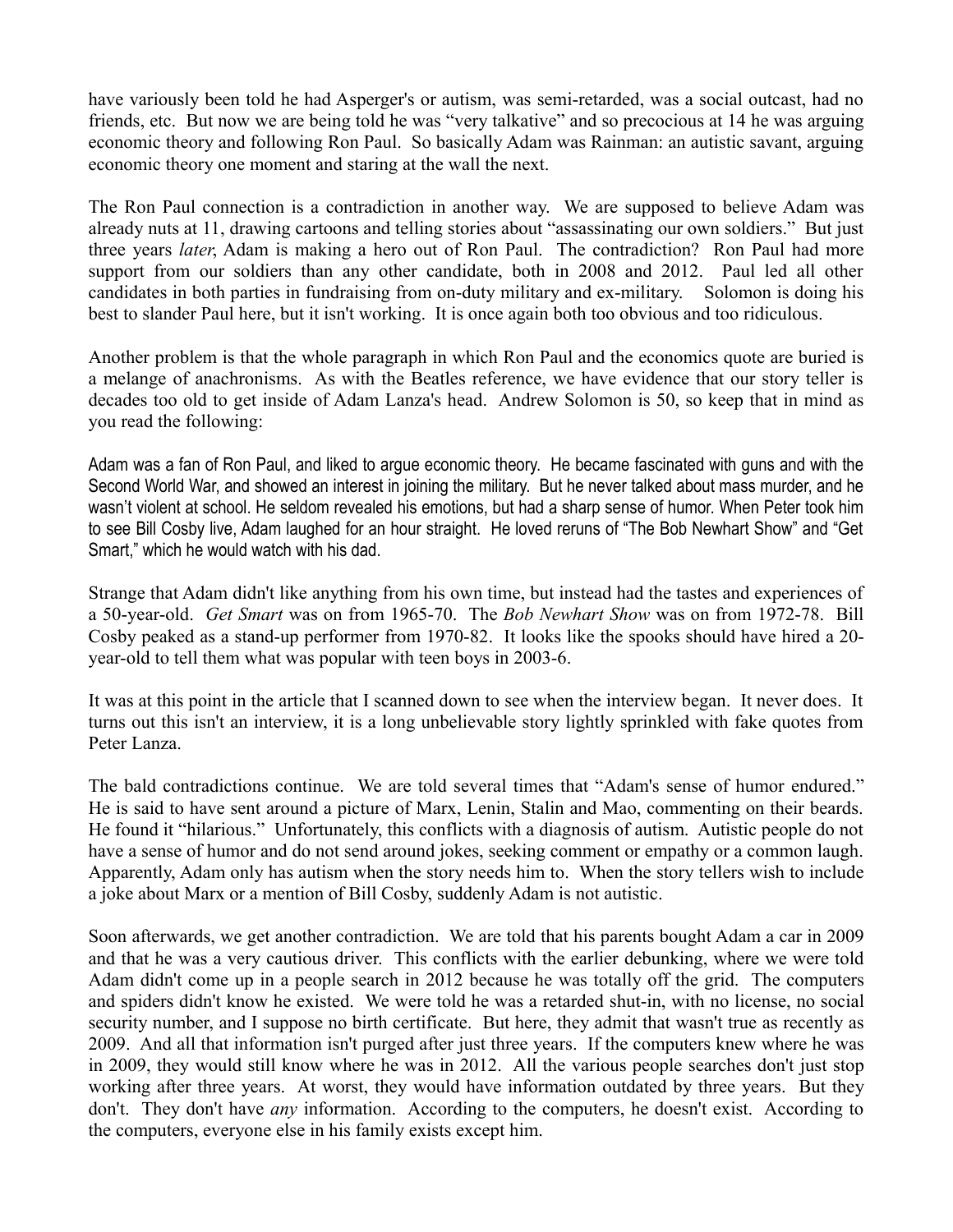have variously been told he had Asperger's or autism, was semi-retarded, was a social outcast, had no friends, etc. But now we are being told he was "very talkative" and so precocious at 14 he was arguing economic theory and following Ron Paul. So basically Adam was Rainman: an autistic savant, arguing economic theory one moment and staring at the wall the next.

The Ron Paul connection is a contradiction in another way. We are supposed to believe Adam was already nuts at 11, drawing cartoons and telling stories about "assassinating our own soldiers." But just three years *later*, Adam is making a hero out of Ron Paul. The contradiction? Ron Paul had more support from our soldiers than any other candidate, both in 2008 and 2012. Paul led all other candidates in both parties in fundraising from on-duty military and ex-military. Solomon is doing his best to slander Paul here, but it isn't working. It is once again both too obvious and too ridiculous.

Another problem is that the whole paragraph in which Ron Paul and the economics quote are buried is a melange of anachronisms. As with the Beatles reference, we have evidence that our story teller is decades too old to get inside of Adam Lanza's head. Andrew Solomon is 50, so keep that in mind as you read the following:

> Adam was a fan of Ron Paul, and liked to argue economic theory. He became fascinated with guns and with the Second World War, and showed an interest in joining the military. But he never talked about mass murder, and he wasn't violent at school. He seldom revealed his emotions, but had a sharp sense of humor. When Peter took him to see Bill Cosby live, Adam laughed for an hour straight. He loved reruns of "The Bob Newhart Show" and "Get Smart," which he would watch with his dad.

Strange that Adam didn't like anything from his own time, but instead had the tastes and experiences of a 50-year-old. *Get Smart* was on from 1965-70. The *Bob Newhart Show* was on from 1972-78. Bill Cosby peaked as a stand-up performer from 1970-82. It looks like the spooks should have hired a 20-year-old to tell them what was popular with teen boys in 2003-6.

It was at this point in the article that I scanned down to see when the interview began. It never does. It turns out this isn't an interview, it is a long unbelievable story lightly sprinkled with fake quotes from Peter Lanza.

The bald contradictions continue. We are told several times that "Adam's sense of humor endured." He is said to have sent around a picture of Marx, Lenin, Stalin and Mao, commenting on their beards. He found it "hilarious." Unfortunately, this conflicts with a diagnosis of autism. Autistic people do not have a sense of humor and do not send around jokes, seeking comment or empathy or a common laugh. Apparently, Adam only has autism when the story needs him to. When the story tellers wish to include a joke about Marx or a mention of Bill Cosby, suddenly Adam is not autistic.

Soon afterwards, we get another contradiction. We are told that his parents bought Adam a car in 2009 and that he was a very cautious driver. This conflicts with the earlier debunking, where we were told Adam didn't come up in a people search in 2012 because he was totally off the grid. The computers and spiders didn't know he existed. We were told he was a retarded shut-in, with no license, no social security number, and I suppose no birth certificate. But here, they admit that wasn't true as recently as 2009. And all that information isn't purged after just three years. If the computers knew where he was in 2009, they would still know where he was in 2012. All the various people searches don't just stop working after three years. At worst, they would have information outdated by three years. But they don't. They don't have *any* information. According to the computers, he doesn't exist. According to the computers, everyone else in his family exists except him.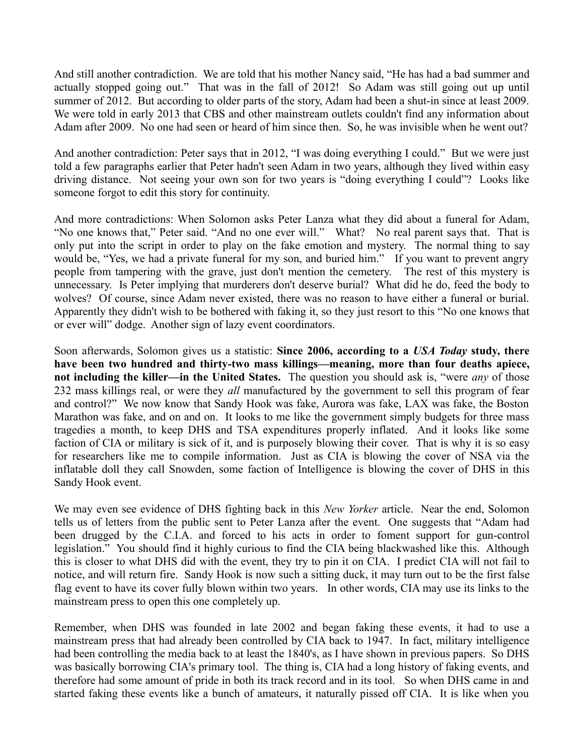And still another contradiction. We are told that his mother Nancy said, "He has had a bad summer and actually stopped going out." That was in the fall of 2012! So Adam was still going out up until summer of 2012. But according to older parts of the story, Adam had been a shut-in since at least 2009. We were told in early 2013 that CBS and other mainstream outlets couldn't find any information about Adam after 2009. No one had seen or heard of him since then. So, he was invisible when he went out?

And another contradiction: Peter says that in 2012, "I was doing everything I could." But we were just told a few paragraphs earlier that Peter hadn't seen Adam in two years, although they lived within easy driving distance. Not seeing your own son for two years is "doing everything I could"? Looks like someone forgot to edit this story for continuity.

And more contradictions: When Solomon asks Peter Lanza what they did about a funeral for Adam, "No one knows that," Peter said. "And no one ever will." What? No real parent says that. That is only put into the script in order to play on the fake emotion and mystery. The normal thing to say would be, "Yes, we had a private funeral for my son, and buried him." If you want to prevent angry people from tampering with the grave, just don't mention the cemetery. The rest of this mystery is unnecessary. Is Peter implying that murderers don't deserve burial? What did he do, feed the body to wolves? Of course, since Adam never existed, there was no reason to have either a funeral or burial. Apparently they didn't wish to be bothered with faking it, so they just resort to this "No one knows that or ever will" dodge. Another sign of lazy event coordinators.

Soon afterwards, Solomon gives us a statistic: **Since 2006, according to a *USA Today* study, there have been two hundred and thirty-two mass killings—meaning, more than four deaths apiece, not including the killer—in the United States.** The question you should ask is, "were *any* of those 232 mass killings real, or were they *all* manufactured by the government to sell this program of fear and control?" We now know that Sandy Hook was fake, Aurora was fake, LAX was fake, the Boston Marathon was fake, and on and on. It looks to me like the government simply budgets for three mass tragedies a month, to keep DHS and TSA expenditures properly inflated. And it looks like some faction of CIA or military is sick of it, and is purposely blowing their cover. That is why it is so easy for researchers like me to compile information. Just as CIA is blowing the cover of NSA via the inflatable doll they call Snowden, some faction of Intelligence is blowing the cover of DHS in this Sandy Hook event.

We may even see evidence of DHS fighting back in this *New Yorker* article. Near the end, Solomon tells us of letters from the public sent to Peter Lanza after the event. One suggests that "Adam had been drugged by the C.I.A. and forced to his acts in order to foment support for gun-control legislation." You should find it highly curious to find the CIA being blackwashed like this. Although this is closer to what DHS did with the event, they try to pin it on CIA. I predict CIA will not fail to notice, and will return fire. Sandy Hook is now such a sitting duck, it may turn out to be the first false flag event to have its cover fully blown within two years. In other words, CIA may use its links to the mainstream press to open this one completely up.

Remember, when DHS was founded in late 2002 and began faking these events, it had to use a mainstream press that had already been controlled by CIA back to 1947. In fact, military intelligence had been controlling the media back to at least the 1840's, as I have shown in previous papers. So DHS was basically borrowing CIA's primary tool. The thing is, CIA had a long history of faking events, and therefore had some amount of pride in both its track record and in its tool. So when DHS came in and started faking these events like a bunch of amateurs, it naturally pissed off CIA. It is like when you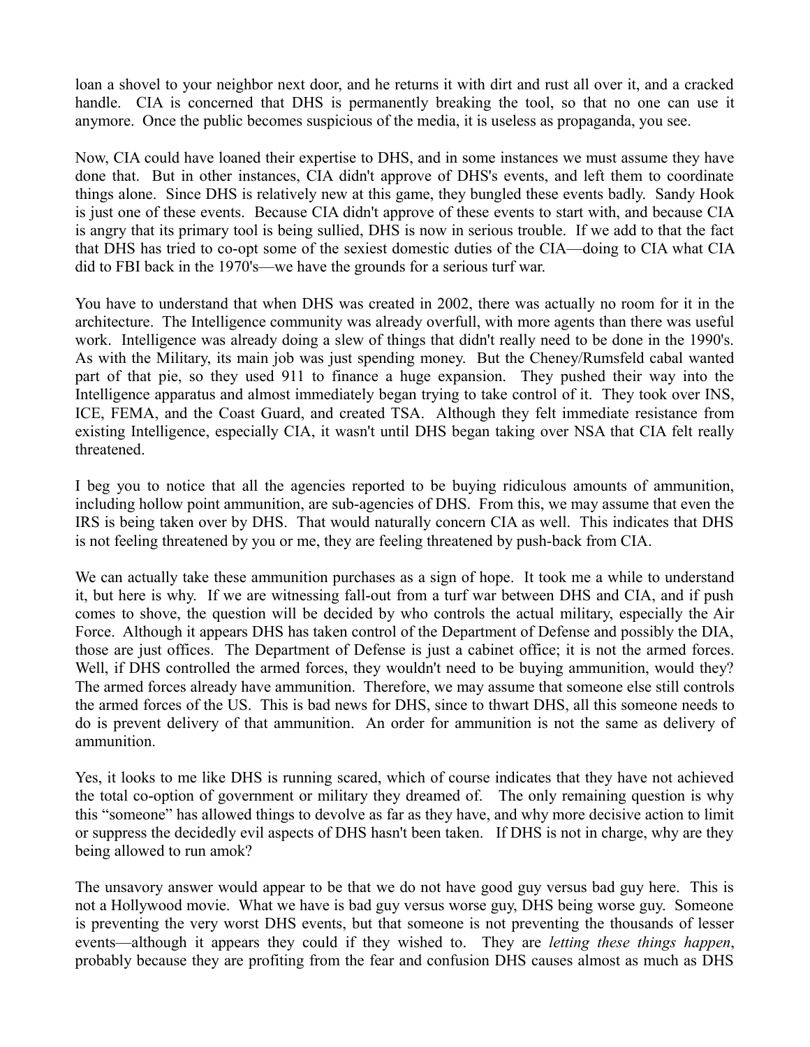loan a shovel to your neighbor next door, and he returns it with dirt and rust all over it, and a cracked handle. CIA is concerned that DHS is permanently breaking the tool, so that no one can use it anymore. Once the public becomes suspicious of the media, it is useless as propaganda, you see.

Now, CIA could have loaned their expertise to DHS, and in some instances we must assume they have done that. But in other instances, CIA didn't approve of DHS's events, and left them to coordinate things alone. Since DHS is relatively new at this game, they bungled these events badly. Sandy Hook is just one of these events. Because CIA didn't approve of these events to start with, and because CIA is angry that its primary tool is being sullied, DHS is now in serious trouble. If we add to that the fact that DHS has tried to co-opt some of the sexiest domestic duties of the CIA—doing to CIA what CIA did to FBI back in the 1970's—we have the grounds for a serious turf war.

You have to understand that when DHS was created in 2002, there was actually no room for it in the architecture. The Intelligence community was already overfull, with more agents than there was useful work. Intelligence was already doing a slew of things that didn't really need to be done in the 1990's. As with the Military, its main job was just spending money. But the Cheney/Rumsfeld cabal wanted part of that pie, so they used 911 to finance a huge expansion. They pushed their way into the Intelligence apparatus and almost immediately began trying to take control of it. They took over INS, ICE, FEMA, and the Coast Guard, and created TSA. Although they felt immediate resistance from existing Intelligence, especially CIA, it wasn't until DHS began taking over NSA that CIA felt really threatened.

I beg you to notice that all the agencies reported to be buying ridiculous amounts of ammunition, including hollow point ammunition, are sub-agencies of DHS. From this, we may assume that even the IRS is being taken over by DHS. That would naturally concern CIA as well. This indicates that DHS is not feeling threatened by you or me, they are feeling threatened by push-back from CIA.

We can actually take these ammunition purchases as a sign of hope. It took me a while to understand it, but here is why. If we are witnessing fall-out from a turf war between DHS and CIA, and if push comes to shove, the question will be decided by who controls the actual military, especially the Air Force. Although it appears DHS has taken control of the Department of Defense and possibly the DIA, those are just offices. The Department of Defense is just a cabinet office; it is not the armed forces. Well, if DHS controlled the armed forces, they wouldn't need to be buying ammunition, would they? The armed forces already have ammunition. Therefore, we may assume that someone else still controls the armed forces of the US. This is bad news for DHS, since to thwart DHS, all this someone needs to do is prevent delivery of that ammunition. An order for ammunition is not the same as delivery of ammunition.

Yes, it looks to me like DHS is running scared, which of course indicates that they have not achieved the total co-option of government or military they dreamed of. The only remaining question is why this "someone" has allowed things to devolve as far as they have, and why more decisive action to limit or suppress the decidedly evil aspects of DHS hasn't been taken. If DHS is not in charge, why are they being allowed to run amok?

The unsavory answer would appear to be that we do not have good guy versus bad guy here. This is not a Hollywood movie. What we have is bad guy versus worse guy, DHS being worse guy. Someone is preventing the very worst DHS events, but that someone is not preventing the thousands of lesser events—although it appears they could if they wished to. They are *letting these things happen*, probably because they are profiting from the fear and confusion DHS causes almost as much as DHS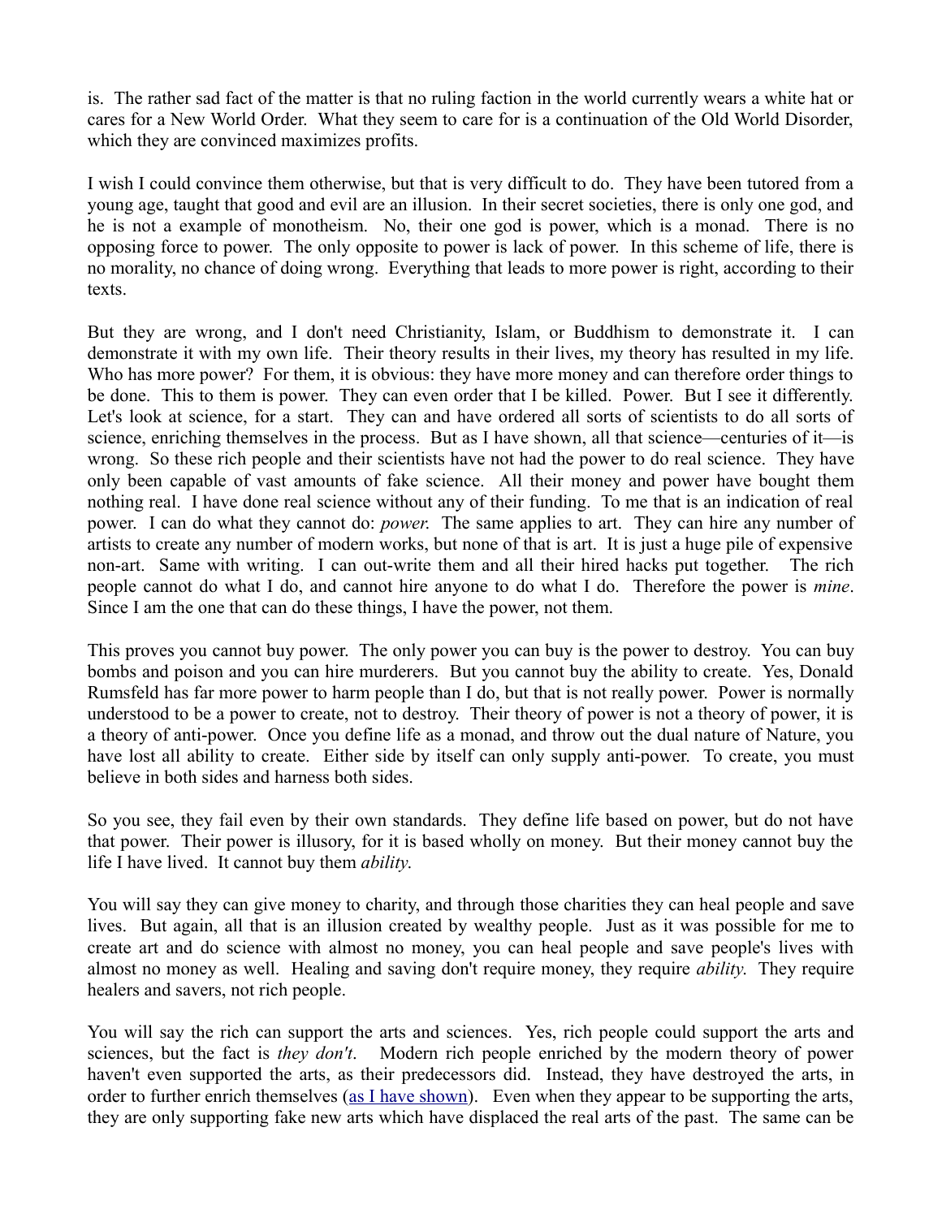is. The rather sad fact of the matter is that no ruling faction in the world currently wears a white hat or cares for a New World Order. What they seem to care for is a continuation of the Old World Disorder, which they are convinced maximizes profits.

I wish I could convince them otherwise, but that is very difficult to do. They have been tutored from a young age, taught that good and evil are an illusion. In their secret societies, there is only one god, and he is not a example of monotheism. No, their one god is power, which is a monad. There is no opposing force to power. The only opposite to power is lack of power. In this scheme of life, there is no morality, no chance of doing wrong. Everything that leads to more power is right, according to their texts.

But they are wrong, and I don't need Christianity, Islam, or Buddhism to demonstrate it. I can demonstrate it with my own life. Their theory results in their lives, my theory has resulted in my life. Who has more power? For them, it is obvious: they have more money and can therefore order things to be done. This to them is power. They can even order that I be killed. Power. But I see it differently. Let's look at science, for a start. They can and have ordered all sorts of scientists to do all sorts of science, enriching themselves in the process. But as I have shown, all that science—centuries of it—is wrong. So these rich people and their scientists have not had the power to do real science. They have only been capable of vast amounts of fake science. All their money and power have bought them nothing real. I have done real science without any of their funding. To me that is an indication of real power. I can do what they cannot do: *power.* The same applies to art. They can hire any number of artists to create any number of modern works, but none of that is art. It is just a huge pile of expensive non-art. Same with writing. I can out-write them and all their hired hacks put together. The rich people cannot do what I do, and cannot hire anyone to do what I do. Therefore the power is *mine*. Since I am the one that can do these things, I have the power, not them.

This proves you cannot buy power. The only power you can buy is the power to destroy. You can buy bombs and poison and you can hire murderers. But you cannot buy the ability to create. Yes, Donald Rumsfeld has far more power to harm people than I do, but that is not really power. Power is normally understood to be a power to create, not to destroy. Their theory of power is not a theory of power, it is a theory of anti-power. Once you define life as a monad, and throw out the dual nature of Nature, you have lost all ability to create. Either side by itself can only supply anti-power. To create, you must believe in both sides and harness both sides.

So you see, they fail even by their own standards. They define life based on power, but do not have that power. Their power is illusory, for it is based wholly on money. But their money cannot buy the life I have lived. It cannot buy them *ability.*

You will say they can give money to charity, and through those charities they can heal people and save lives. But again, all that is an illusion created by wealthy people. Just as it was possible for me to create art and do science with almost no money, you can heal people and save people's lives with almost no money as well. Healing and saving don't require money, they require *ability.* They require healers and savers, not rich people.

You will say the rich can support the arts and sciences. Yes, rich people could support the arts and sciences, but the fact is *they don't*. Modern rich people enriched by the modern theory of power haven't even supported the arts, as their predecessors did. Instead, they have destroyed the arts, in order to further enrich themselves (as I have shown). Even when they appear to be supporting the arts, they are only supporting fake new arts which have displaced the real arts of the past. The same can be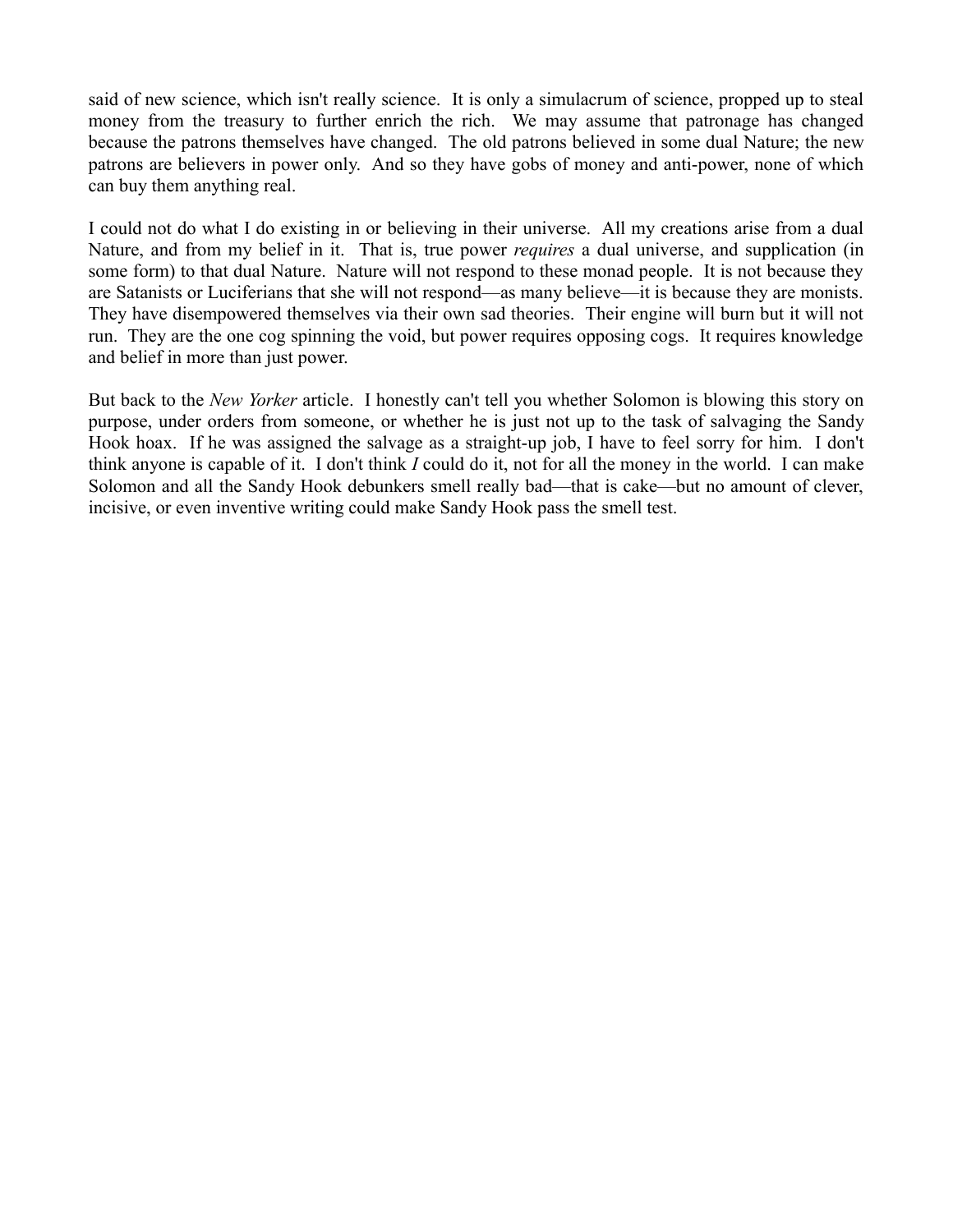said of new science, which isn't really science. It is only a simulacrum of science, propped up to steal money from the treasury to further enrich the rich. We may assume that patronage has changed because the patrons themselves have changed. The old patrons believed in some dual Nature; the new patrons are believers in power only. And so they have gobs of money and anti-power, none of which can buy them anything real.

I could not do what I do existing in or believing in their universe. All my creations arise from a dual Nature, and from my belief in it. That is, true power *requires* a dual universe, and supplication (in some form) to that dual Nature. Nature will not respond to these monad people. It is not because they are Satanists or Luciferians that she will not respond—as many believe—it is because they are monists. They have disempowered themselves via their own sad theories. Their engine will burn but it will not run. They are the one cog spinning the void, but power requires opposing cogs. It requires knowledge and belief in more than just power.

But back to the *New Yorker* article. I honestly can't tell you whether Solomon is blowing this story on purpose, under orders from someone, or whether he is just not up to the task of salvaging the Sandy Hook hoax. If he was assigned the salvage as a straight-up job, I have to feel sorry for him. I don't think anyone is capable of it. I don't think *I* could do it, not for all the money in the world. I can make Solomon and all the Sandy Hook debunkers smell really bad—that is cake—but no amount of clever, incisive, or even inventive writing could make Sandy Hook pass the smell test.